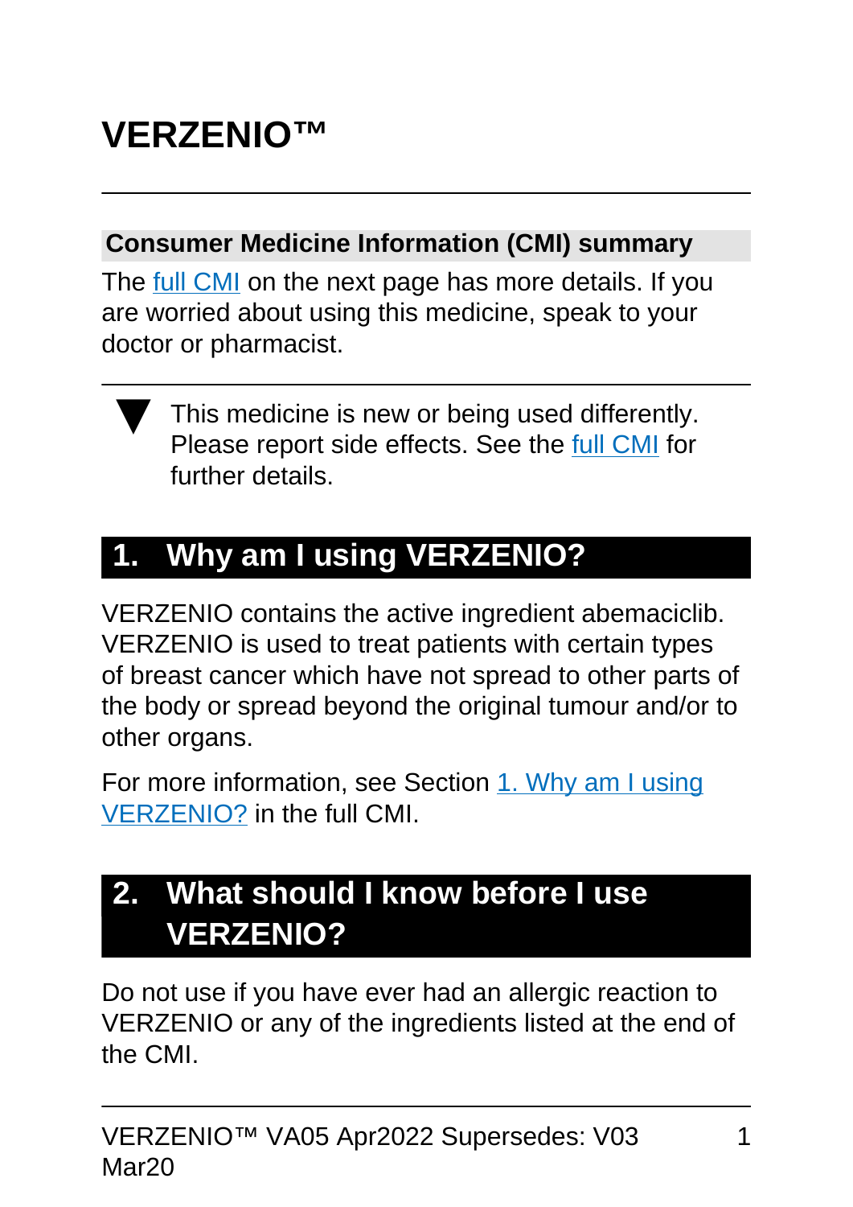# VERZENIO™

## Consumer Medicine Information (CMI) summary

The full CMI on the next page has more details. If you are worried about using this medicine, speak to your doctor or pharmacist.

▼ This medicine is new or being used differently. Please report side effects. See the full CMI for further details.

## 1. Why am I using VERZENIO?

VERZENIO contains the active ingredient abemaciclib. VERZENIO is used to treat patients with certain types of breast cancer which have not spread to other parts of the body or spread beyond the original tumour and/or to other organs.

For more information, see Section 1. Why am I using VERZENIO? in the full CMI.

## 2. What should I know before I use VERZENIO?

Do not use if you have ever had an allergic reaction to VERZENIO or any of the ingredients listed at the end of the CMI.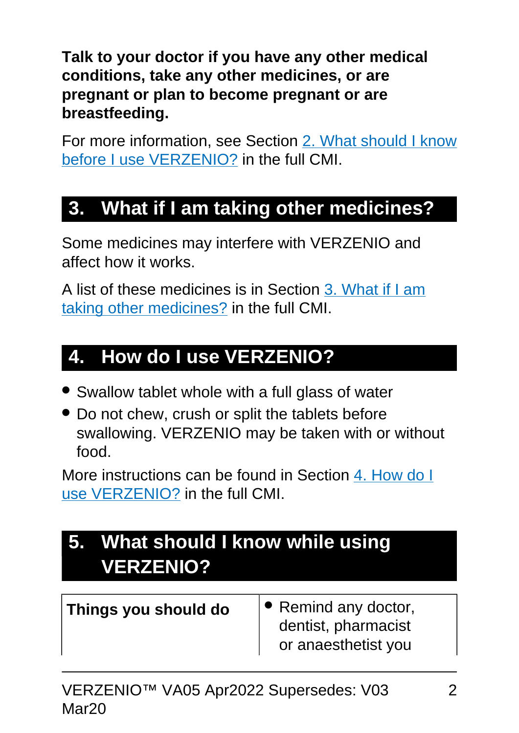**Talk to your doctor if you have any other medical conditions, take any other medicines, or are pregnant or plan to become pregnant or are breastfeeding.**

For more information, see Section 2. What should I know before I use VERZENIO? in the full CMI.

## 3. What if I am taking other medicines?

Some medicines may interfere with VERZENIO and affect how it works.

A list of these medicines is in Section 3. What if I am taking other medicines? in the full CMI.

## 4. How do I use VERZENIO?

- Swallow tablet whole with a full glass of water
- Do not chew, crush or split the tablets before swallowing. VERZENIO may be taken with or without food.

More instructions can be found in Section 4. How do I use VERZENIO? in the full CMI.

## 5. What should I know while using VERZENIO?

| | |
|---|---|
| **Things you should do** | • Remind any doctor, dentist, pharmacist or anaesthetist you |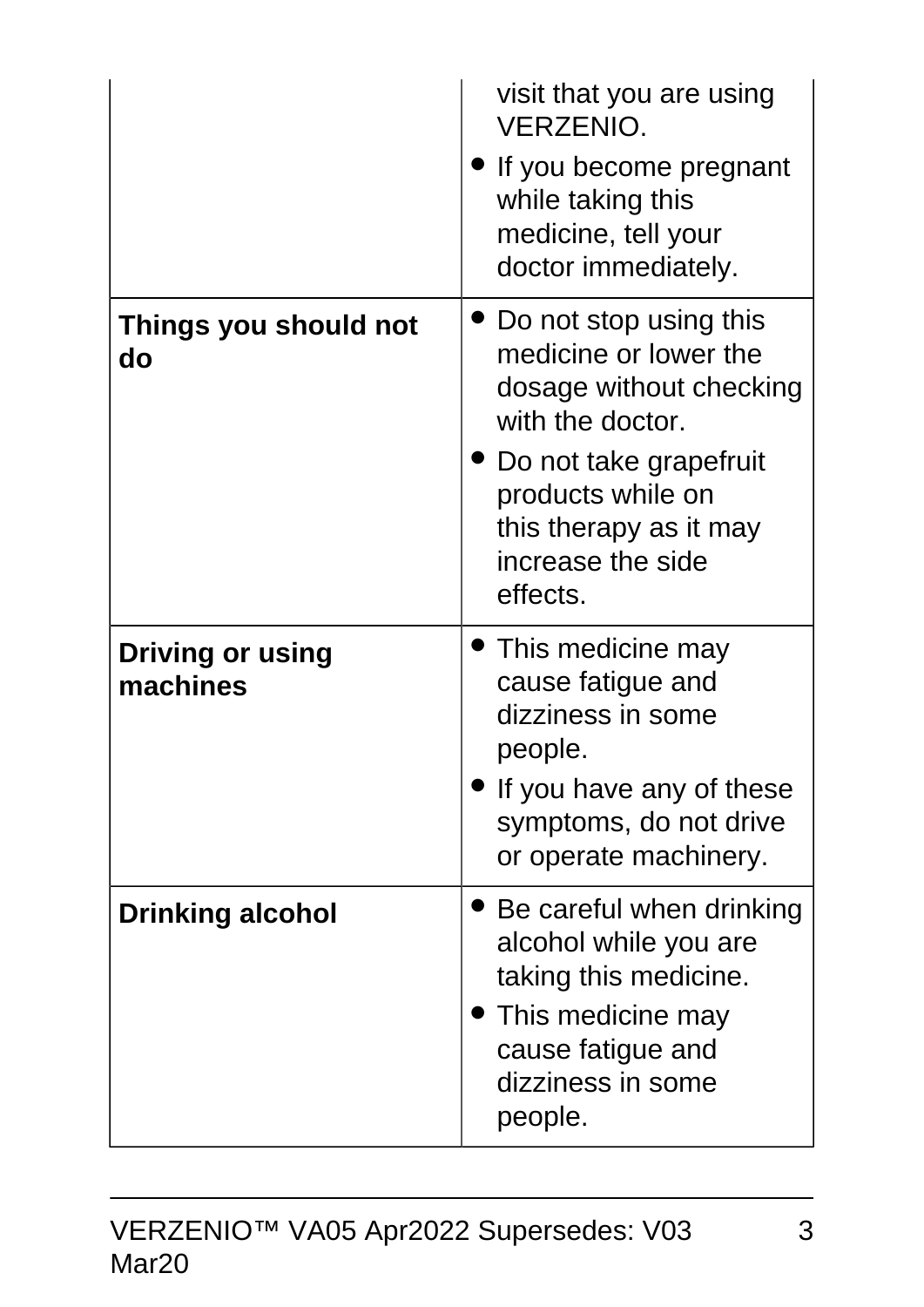| | |
|---|---|
| | visit that you are using VERZENIO.<br>• If you become pregnant while taking this medicine, tell your doctor immediately. |
| **Things you should not do** | • Do not stop using this medicine or lower the dosage without checking with the doctor.<br>• Do not take grapefruit products while on this therapy as it may increase the side effects. |
| **Driving or using machines** | • This medicine may cause fatigue and dizziness in some people.<br>• If you have any of these symptoms, do not drive or operate machinery. |
| **Drinking alcohol** | • Be careful when drinking alcohol while you are taking this medicine.<br>• This medicine may cause fatigue and dizziness in some people. |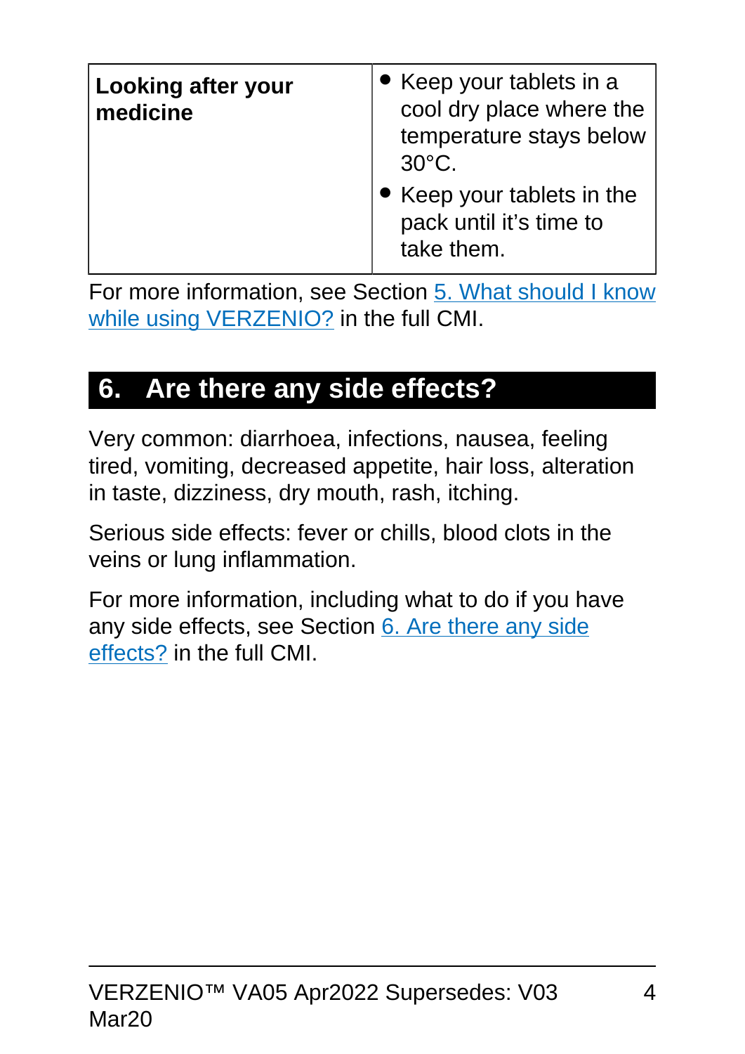| **Looking after your medicine** | • Keep your tablets in a cool dry place where the temperature stays below 30°C.<br>• Keep your tablets in the pack until it's time to take them. |
|---|---|

For more information, see Section 5. What should I know while using VERZENIO? in the full CMI.

## 6. Are there any side effects?

Very common: diarrhoea, infections, nausea, feeling tired, vomiting, decreased appetite, hair loss, alteration in taste, dizziness, dry mouth, rash, itching.

Serious side effects: fever or chills, blood clots in the veins or lung inflammation.

For more information, including what to do if you have any side effects, see Section 6. Are there any side effects? in the full CMI.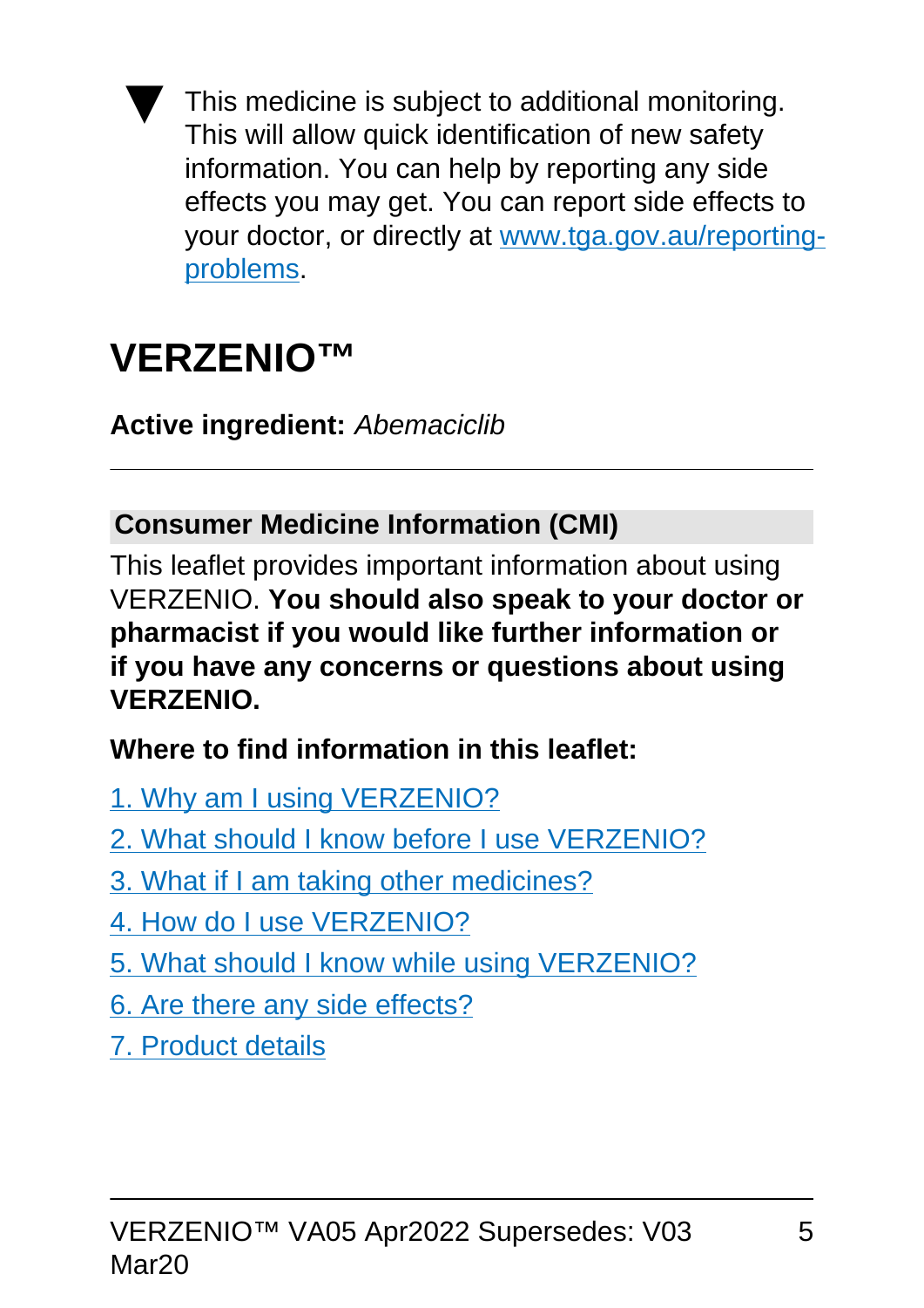▼ This medicine is subject to additional monitoring. This will allow quick identification of new safety information. You can help by reporting any side effects you may get. You can report side effects to your doctor, or directly at [www.tga.gov.au/reporting-problems](www.tga.gov.au/reporting-problems).

# VERZENIO™

**Active ingredient:** *Abemaciclib*

---

## Consumer Medicine Information (CMI)

This leaflet provides important information about using VERZENIO. **You should also speak to your doctor or pharmacist if you would like further information or if you have any concerns or questions about using VERZENIO.**

**Where to find information in this leaflet:**

1. Why am I using VERZENIO?
2. What should I know before I use VERZENIO?
3. What if I am taking other medicines?
4. How do I use VERZENIO?
5. What should I know while using VERZENIO?
6. Are there any side effects?
7. Product details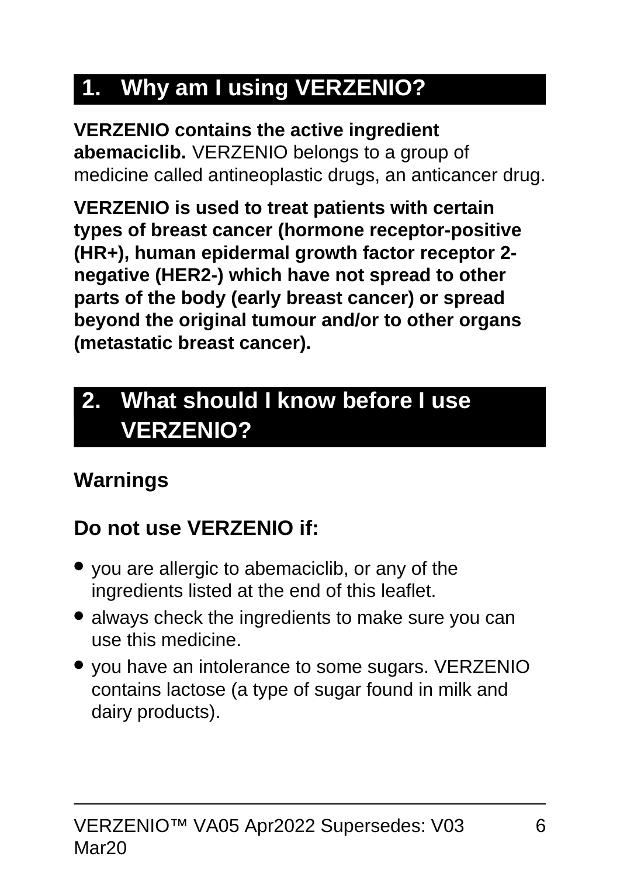## 1. Why am I using VERZENIO?

**VERZENIO contains the active ingredient abemaciclib.** VERZENIO belongs to a group of medicine called antineoplastic drugs, an anticancer drug.

**VERZENIO is used to treat patients with certain types of breast cancer (hormone receptor-positive (HR+), human epidermal growth factor receptor 2-negative (HER2-) which have not spread to other parts of the body (early breast cancer) or spread beyond the original tumour and/or to other organs (metastatic breast cancer).**

## 2. What should I know before I use VERZENIO?

### Warnings

### Do not use VERZENIO if:

- you are allergic to abemaciclib, or any of the ingredients listed at the end of this leaflet.
- always check the ingredients to make sure you can use this medicine.
- you have an intolerance to some sugars. VERZENIO contains lactose (a type of sugar found in milk and dairy products).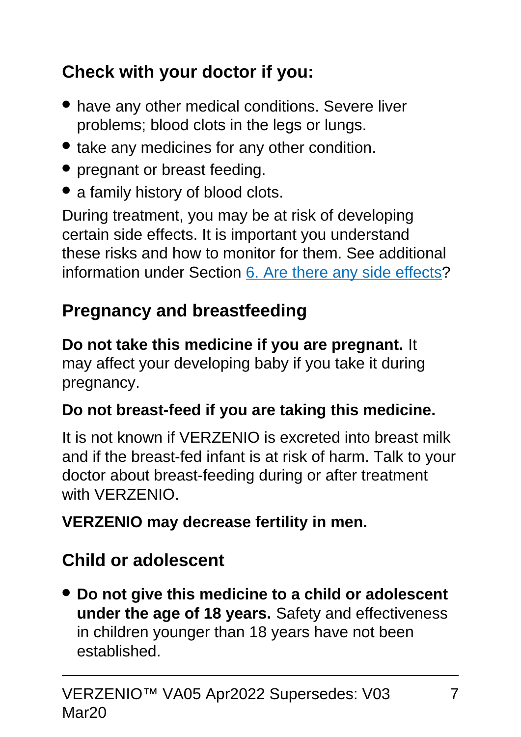## Check with your doctor if you:

- have any other medical conditions. Severe liver problems; blood clots in the legs or lungs.
- take any medicines for any other condition.
- pregnant or breast feeding.
- a family history of blood clots.

During treatment, you may be at risk of developing certain side effects. It is important you understand these risks and how to monitor for them. See additional information under Section 6. Are there any side effects?

## Pregnancy and breastfeeding

**Do not take this medicine if you are pregnant.** It may affect your developing baby if you take it during pregnancy.

**Do not breast-feed if you are taking this medicine.**

It is not known if VERZENIO is excreted into breast milk and if the breast-fed infant is at risk of harm. Talk to your doctor about breast-feeding during or after treatment with VERZENIO.

**VERZENIO may decrease fertility in men.**

## Child or adolescent

- **Do not give this medicine to a child or adolescent under the age of 18 years.** Safety and effectiveness in children younger than 18 years have not been established.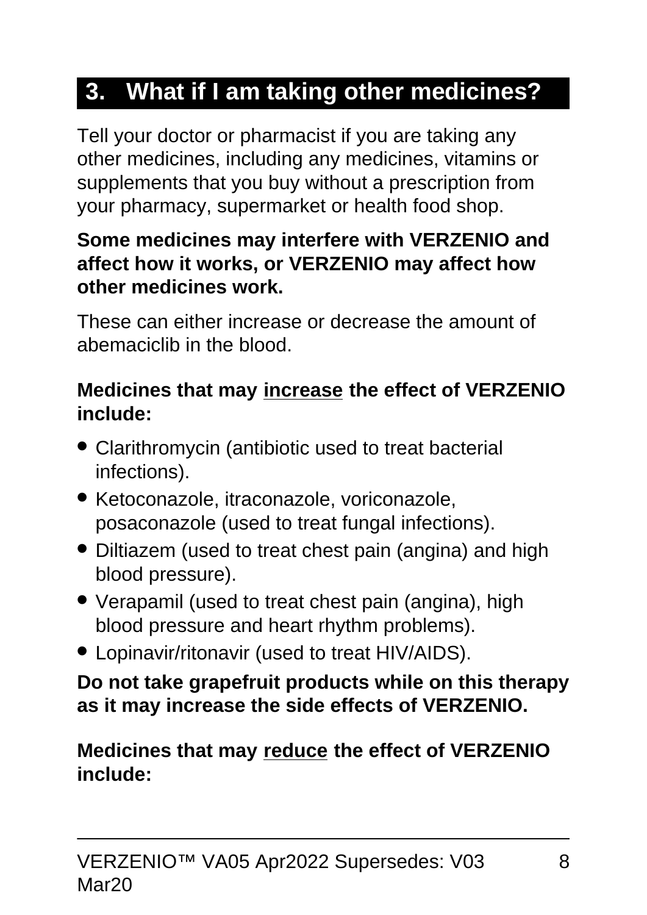## 3. What if I am taking other medicines?

Tell your doctor or pharmacist if you are taking any other medicines, including any medicines, vitamins or supplements that you buy without a prescription from your pharmacy, supermarket or health food shop.

**Some medicines may interfere with VERZENIO and affect how it works, or VERZENIO may affect how other medicines work.**

These can either increase or decrease the amount of abemaciclib in the blood.

**Medicines that may <u>increase</u> the effect of VERZENIO include:**

- Clarithromycin (antibiotic used to treat bacterial infections).
- Ketoconazole, itraconazole, voriconazole, posaconazole (used to treat fungal infections).
- Diltiazem (used to treat chest pain (angina) and high blood pressure).
- Verapamil (used to treat chest pain (angina), high blood pressure and heart rhythm problems).
- Lopinavir/ritonavir (used to treat HIV/AIDS).

**Do not take grapefruit products while on this therapy as it may increase the side effects of VERZENIO.**

**Medicines that may <u>reduce</u> the effect of VERZENIO include:**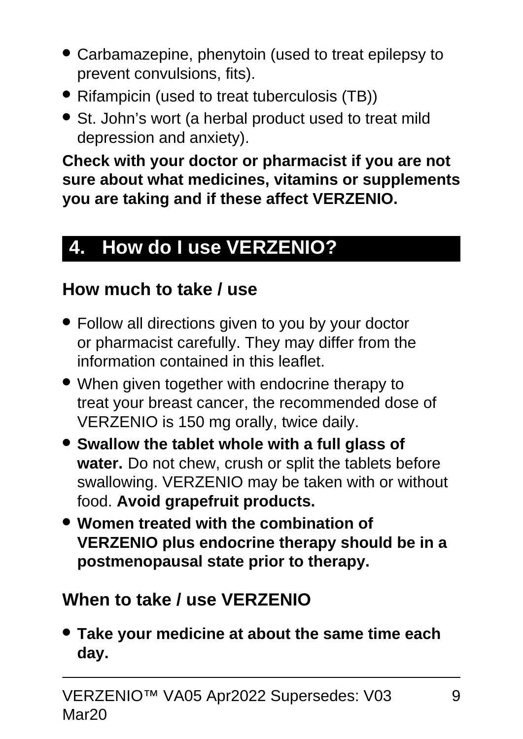- Carbamazepine, phenytoin (used to treat epilepsy to prevent convulsions, fits).
- Rifampicin (used to treat tuberculosis (TB))
- St. John's wort (a herbal product used to treat mild depression and anxiety).

**Check with your doctor or pharmacist if you are not sure about what medicines, vitamins or supplements you are taking and if these affect VERZENIO.**

## 4. How do I use VERZENIO?

### How much to take / use

- Follow all directions given to you by your doctor or pharmacist carefully. They may differ from the information contained in this leaflet.
- When given together with endocrine therapy to treat your breast cancer, the recommended dose of VERZENIO is 150 mg orally, twice daily.
- **Swallow the tablet whole with a full glass of water.** Do not chew, crush or split the tablets before swallowing. VERZENIO may be taken with or without food. **Avoid grapefruit products.**
- **Women treated with the combination of VERZENIO plus endocrine therapy should be in a postmenopausal state prior to therapy.**

### When to take / use VERZENIO

- **Take your medicine at about the same time each day.**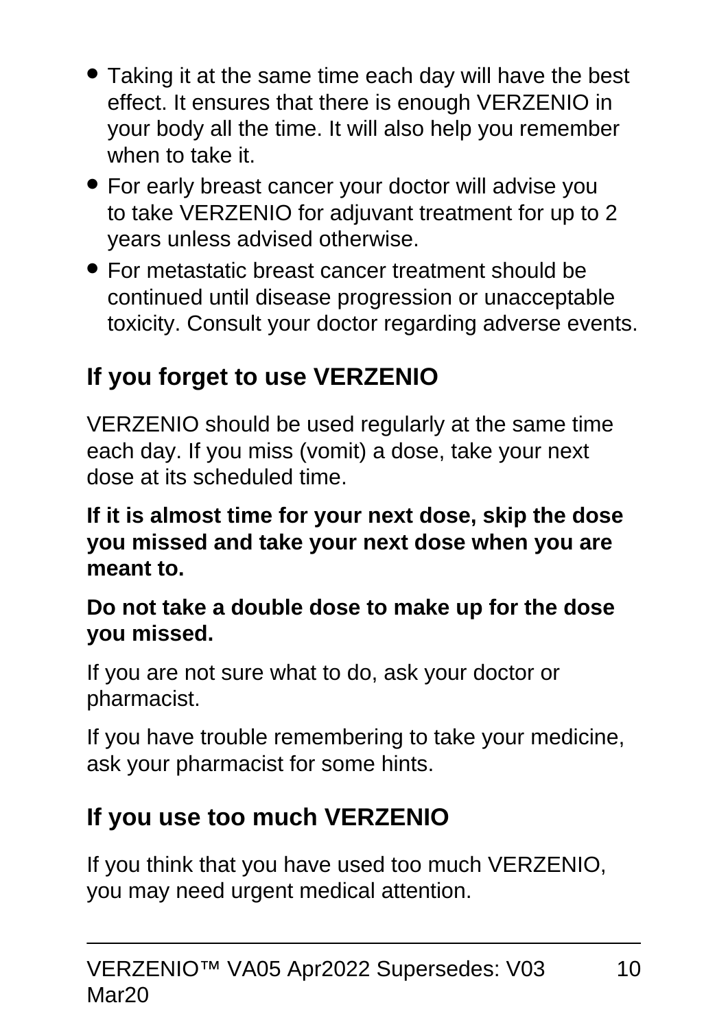- Taking it at the same time each day will have the best effect. It ensures that there is enough VERZENIO in your body all the time. It will also help you remember when to take it.
- For early breast cancer your doctor will advise you to take VERZENIO for adjuvant treatment for up to 2 years unless advised otherwise.
- For metastatic breast cancer treatment should be continued until disease progression or unacceptable toxicity. Consult your doctor regarding adverse events.

## If you forget to use VERZENIO

VERZENIO should be used regularly at the same time each day. If you miss (vomit) a dose, take your next dose at its scheduled time.

**If it is almost time for your next dose, skip the dose you missed and take your next dose when you are meant to.**

**Do not take a double dose to make up for the dose you missed.**

If you are not sure what to do, ask your doctor or pharmacist.

If you have trouble remembering to take your medicine, ask your pharmacist for some hints.

## If you use too much VERZENIO

If you think that you have used too much VERZENIO, you may need urgent medical attention.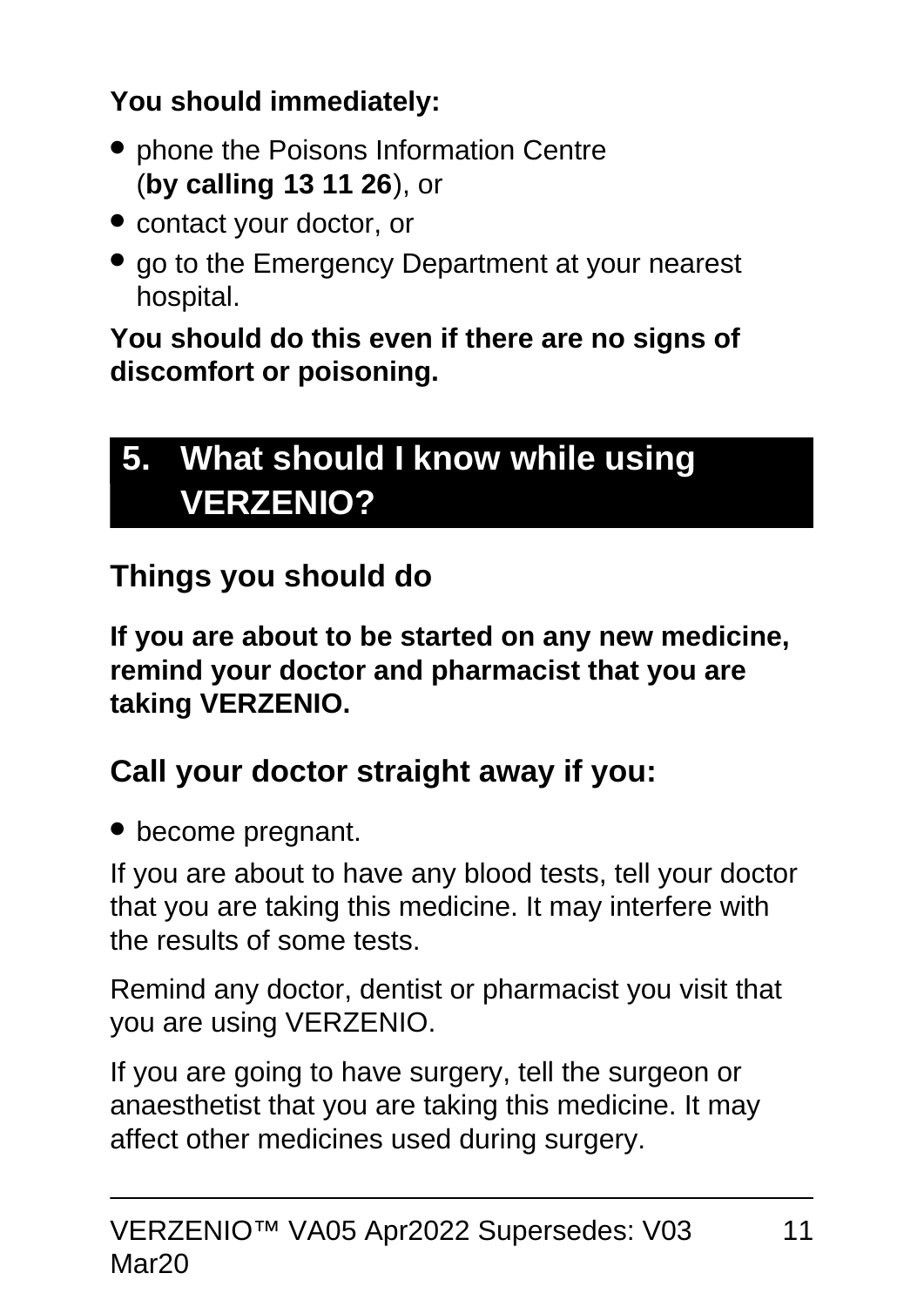**You should immediately:**

- phone the Poisons Information Centre (**by calling 13 11 26**), or
- contact your doctor, or
- go to the Emergency Department at your nearest hospital.

**You should do this even if there are no signs of discomfort or poisoning.**

## 5. What should I know while using VERZENIO?

### Things you should do

**If you are about to be started on any new medicine, remind your doctor and pharmacist that you are taking VERZENIO.**

### Call your doctor straight away if you:

- become pregnant.

If you are about to have any blood tests, tell your doctor that you are taking this medicine. It may interfere with the results of some tests.

Remind any doctor, dentist or pharmacist you visit that you are using VERZENIO.

If you are going to have surgery, tell the surgeon or anaesthetist that you are taking this medicine. It may affect other medicines used during surgery.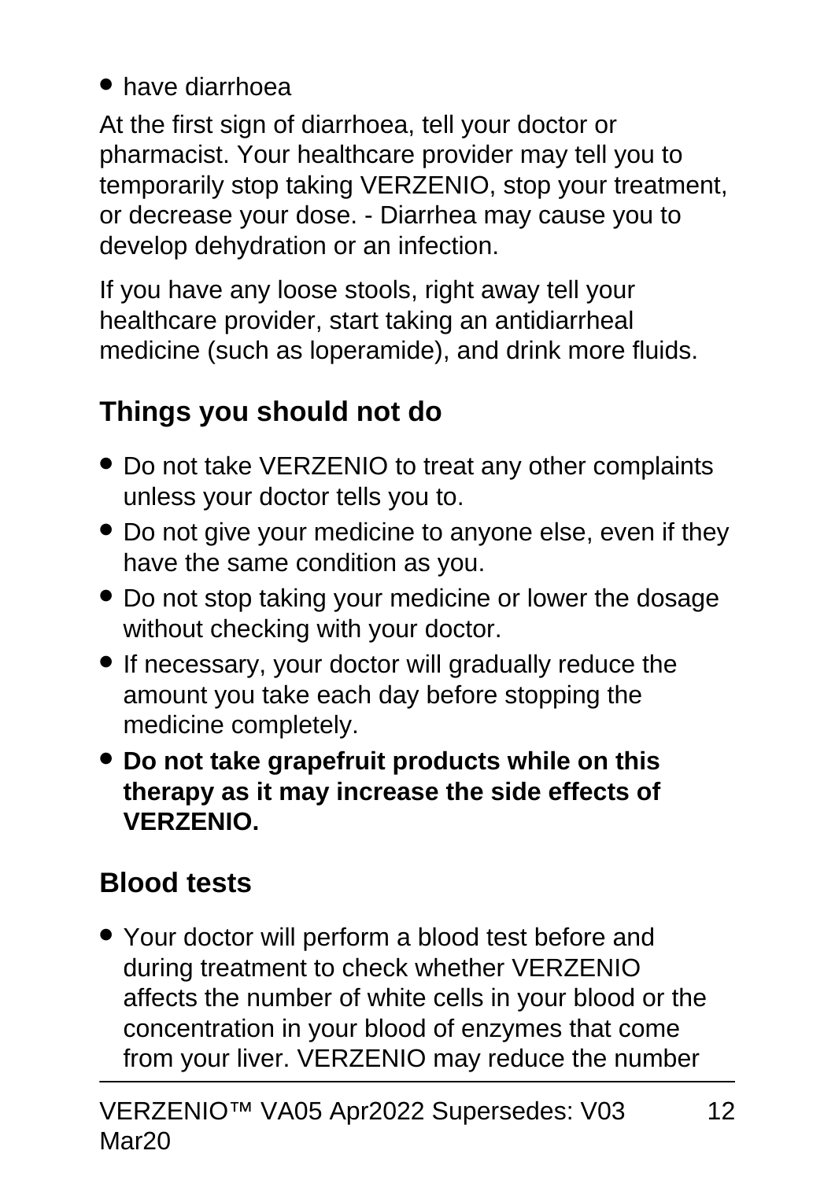- have diarrhoea

At the first sign of diarrhoea, tell your doctor or pharmacist. Your healthcare provider may tell you to temporarily stop taking VERZENIO, stop your treatment, or decrease your dose. - Diarrhea may cause you to develop dehydration or an infection.

If you have any loose stools, right away tell your healthcare provider, start taking an antidiarrheal medicine (such as loperamide), and drink more fluids.

## Things you should not do

- Do not take VERZENIO to treat any other complaints unless your doctor tells you to.
- Do not give your medicine to anyone else, even if they have the same condition as you.
- Do not stop taking your medicine or lower the dosage without checking with your doctor.
- If necessary, your doctor will gradually reduce the amount you take each day before stopping the medicine completely.
- **Do not take grapefruit products while on this therapy as it may increase the side effects of VERZENIO.**

## Blood tests

- Your doctor will perform a blood test before and during treatment to check whether VERZENIO affects the number of white cells in your blood or the concentration in your blood of enzymes that come from your liver. VERZENIO may reduce the number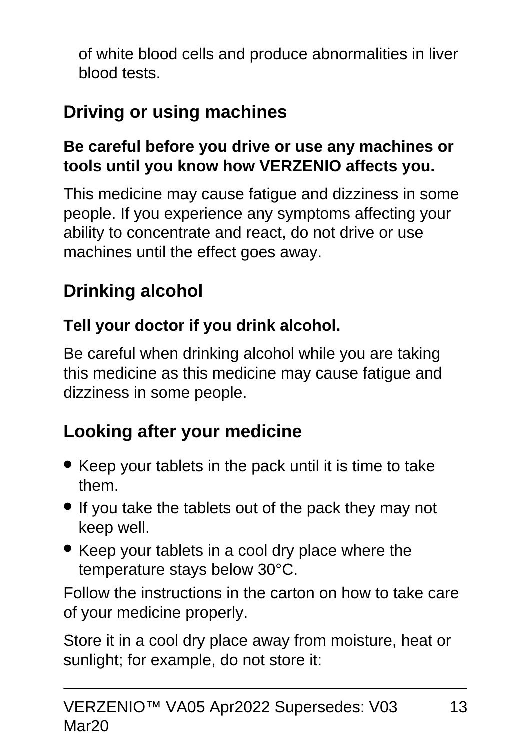of white blood cells and produce abnormalities in liver blood tests.

## Driving or using machines

**Be careful before you drive or use any machines or tools until you know how VERZENIO affects you.**

This medicine may cause fatigue and dizziness in some people. If you experience any symptoms affecting your ability to concentrate and react, do not drive or use machines until the effect goes away.

## Drinking alcohol

**Tell your doctor if you drink alcohol.**

Be careful when drinking alcohol while you are taking this medicine as this medicine may cause fatigue and dizziness in some people.

## Looking after your medicine

- Keep your tablets in the pack until it is time to take them.
- If you take the tablets out of the pack they may not keep well.
- Keep your tablets in a cool dry place where the temperature stays below 30°C.

Follow the instructions in the carton on how to take care of your medicine properly.

Store it in a cool dry place away from moisture, heat or sunlight; for example, do not store it: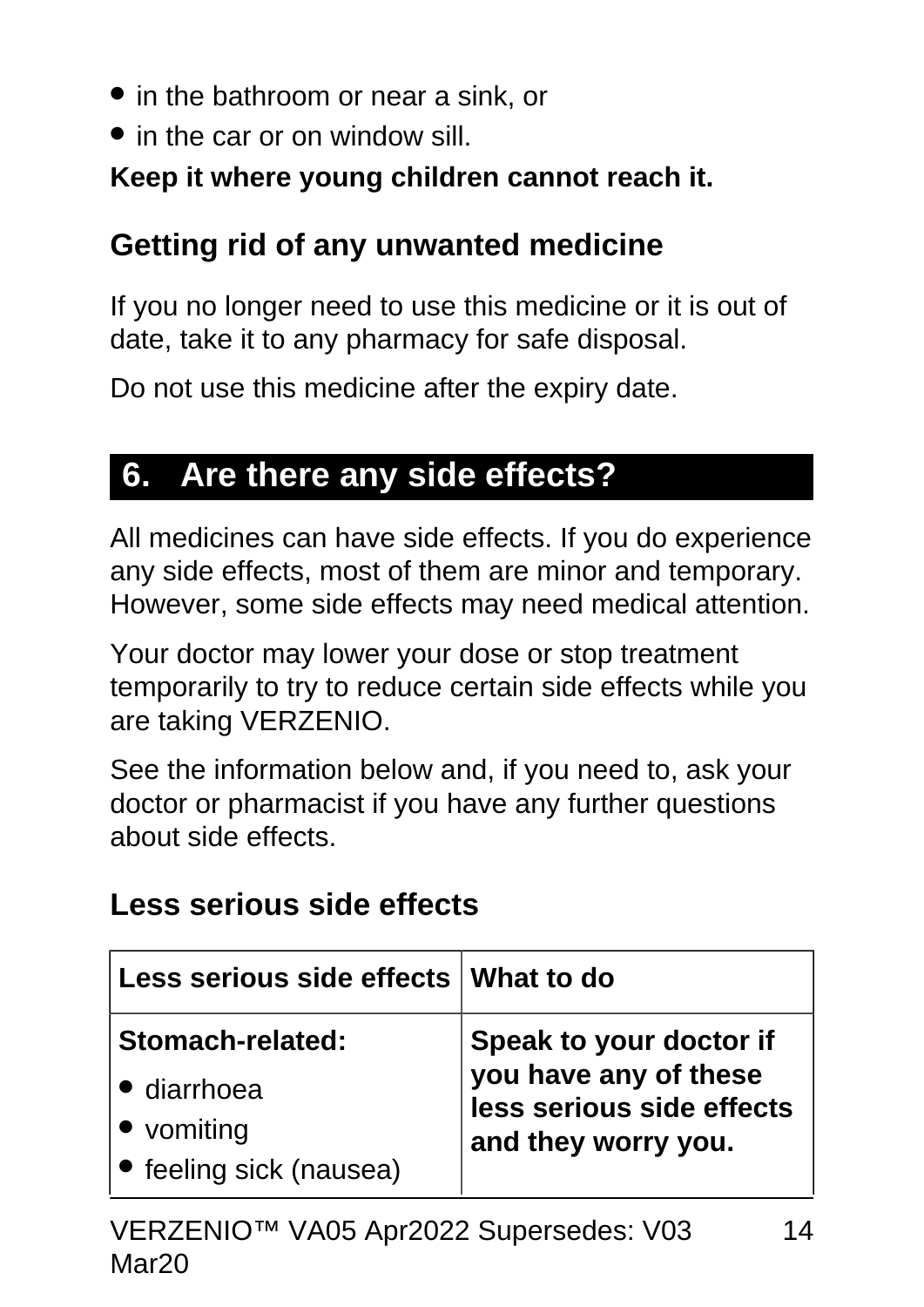- in the bathroom or near a sink, or
- in the car or on window sill.

**Keep it where young children cannot reach it.**

## Getting rid of any unwanted medicine

If you no longer need to use this medicine or it is out of date, take it to any pharmacy for safe disposal.

Do not use this medicine after the expiry date.

# 6. Are there any side effects?

All medicines can have side effects. If you do experience any side effects, most of them are minor and temporary. However, some side effects may need medical attention.

Your doctor may lower your dose or stop treatment temporarily to try to reduce certain side effects while you are taking VERZENIO.

See the information below and, if you need to, ask your doctor or pharmacist if you have any further questions about side effects.

## Less serious side effects

| Less serious side effects | What to do |
| --- | --- |
| **Stomach-related:**<br>• diarrhoea<br>• vomiting<br>• feeling sick (nausea) | **Speak to your doctor if you have any of these less serious side effects and they worry you.** |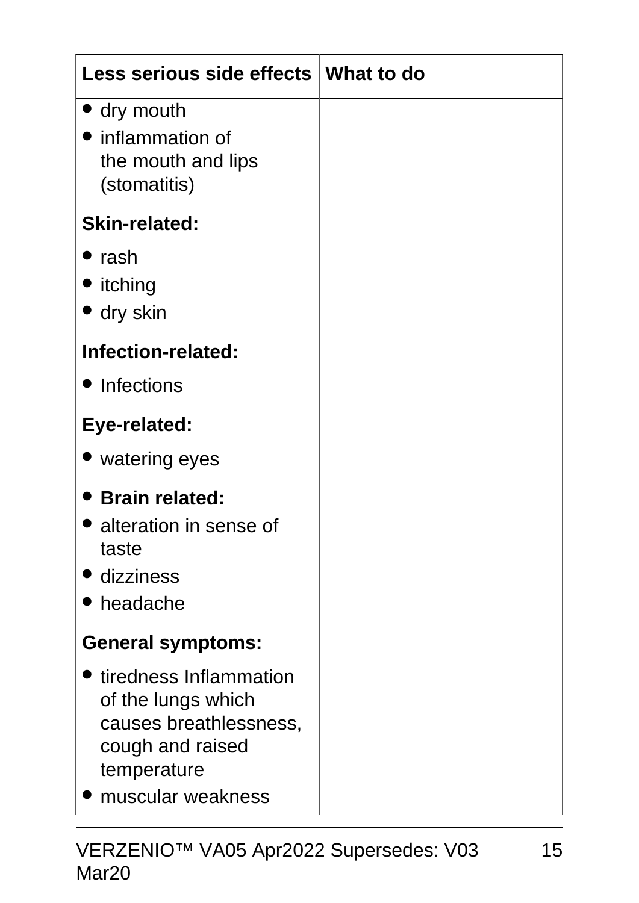| Less serious side effects | What to do |
|---|---|
| • dry mouth<br>• inflammation of the mouth and lips (stomatitis)<br><br>**Skin-related:**<br>• rash<br>• itching<br>• dry skin<br><br>**Infection-related:**<br>• Infections<br><br>**Eye-related:**<br>• watering eyes<br><br>• **Brain related:**<br>• alteration in sense of taste<br>• dizziness<br>• headache<br><br>**General symptoms:**<br>• tiredness Inflammation of the lungs which causes breathlessness, cough and raised temperature<br>• muscular weakness | |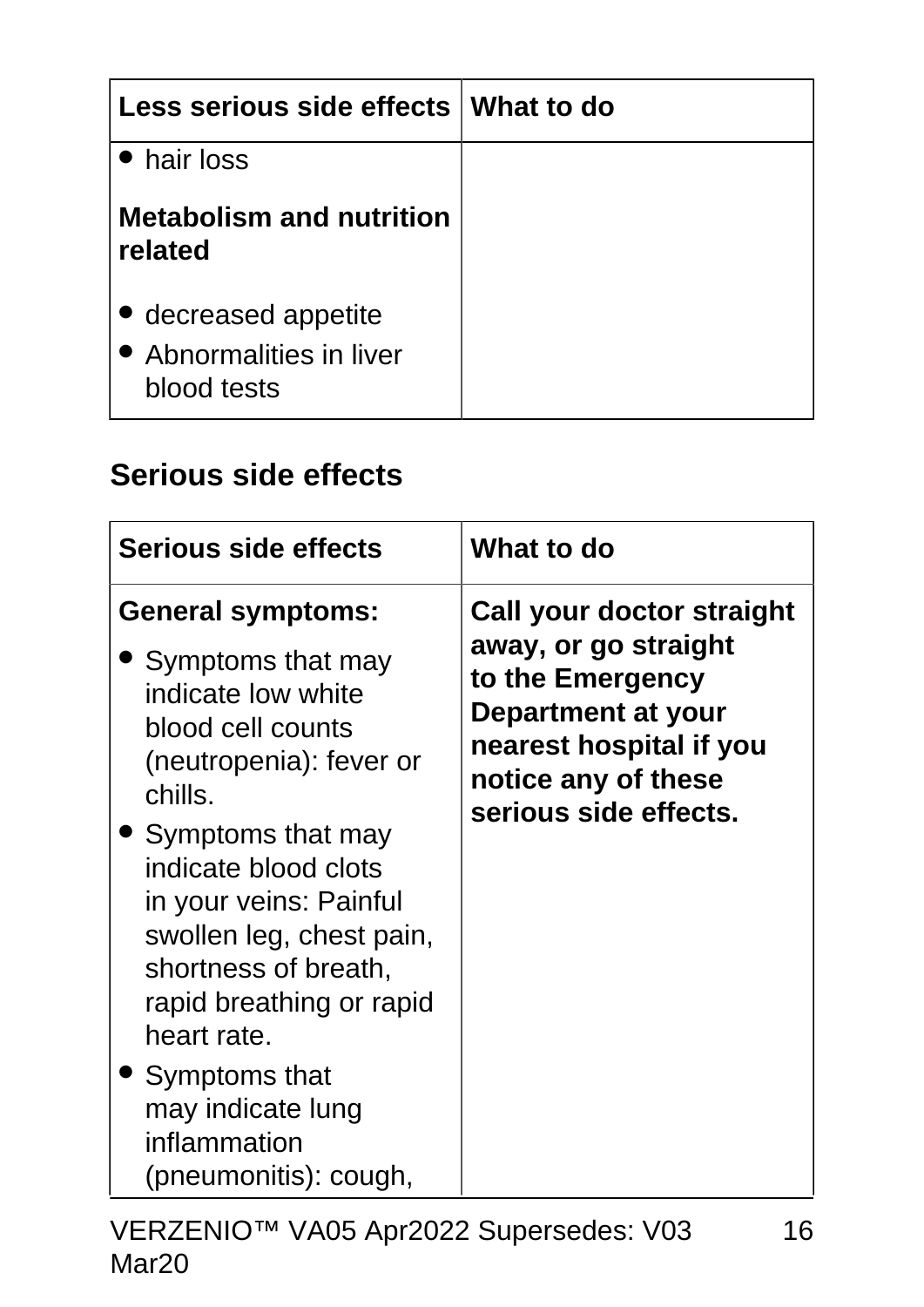| Less serious side effects | What to do |
|---|---|
| • hair loss<br><br>**Metabolism and nutrition related**<br><br>• decreased appetite<br>• Abnormalities in liver blood tests | |

## Serious side effects

| Serious side effects | What to do |
|---|---|
| **General symptoms:**<br>• Symptoms that may indicate low white blood cell counts (neutropenia): fever or chills.<br>• Symptoms that may indicate blood clots in your veins: Painful swollen leg, chest pain, shortness of breath, rapid breathing or rapid heart rate.<br>• Symptoms that may indicate lung inflammation (pneumonitis): cough, | **Call your doctor straight away, or go straight to the Emergency Department at your nearest hospital if you notice any of these serious side effects.** |

VERZENIO™ VA05 Apr2022 Supersedes: V03 Mar20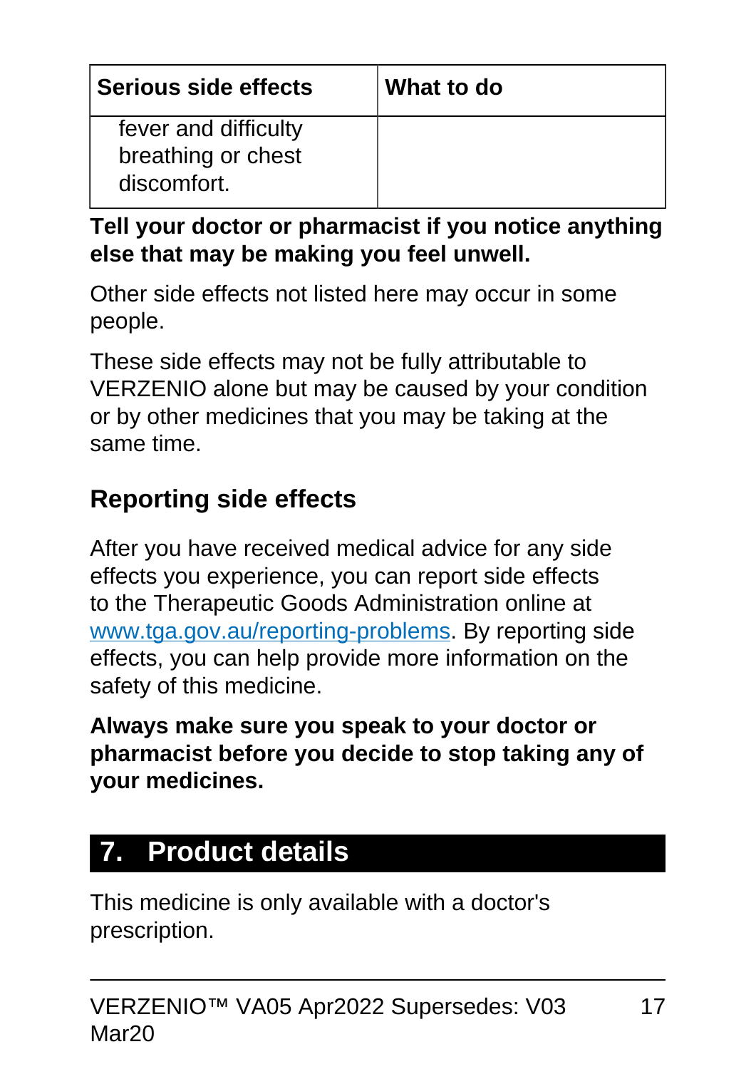| Serious side effects | What to do |
| --- | --- |
| fever and difficulty breathing or chest discomfort. | |

**Tell your doctor or pharmacist if you notice anything else that may be making you feel unwell.**

Other side effects not listed here may occur in some people.

These side effects may not be fully attributable to VERZENIO alone but may be caused by your condition or by other medicines that you may be taking at the same time.

### Reporting side effects

After you have received medical advice for any side effects you experience, you can report side effects to the Therapeutic Goods Administration online at www.tga.gov.au/reporting-problems. By reporting side effects, you can help provide more information on the safety of this medicine.

**Always make sure you speak to your doctor or pharmacist before you decide to stop taking any of your medicines.**

## 7. Product details

This medicine is only available with a doctor's prescription.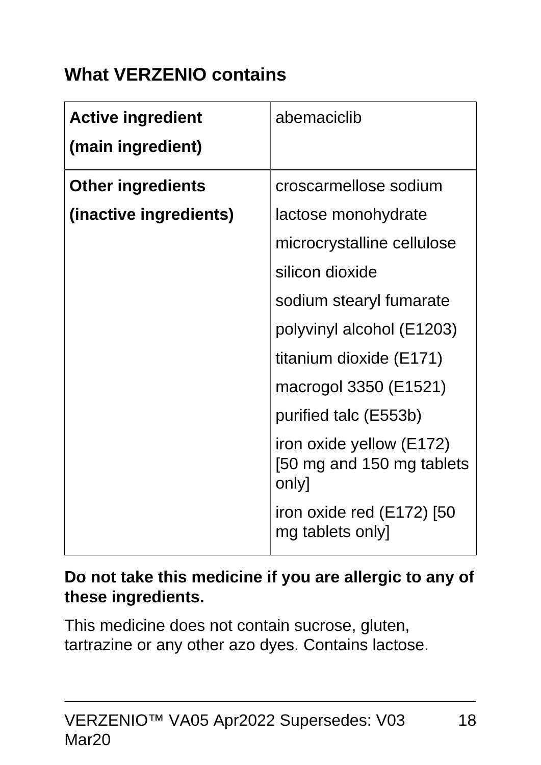### What VERZENIO contains

| | |
|---|---|
| **Active ingredient (main ingredient)** | abemaciclib |
| **Other ingredients (inactive ingredients)** | croscarmellose sodium<br>lactose monohydrate<br>microcrystalline cellulose<br>silicon dioxide<br>sodium stearyl fumarate<br>polyvinyl alcohol (E1203)<br>titanium dioxide (E171)<br>macrogol 3350 (E1521)<br>purified talc (E553b)<br>iron oxide yellow (E172) [50 mg and 150 mg tablets only]<br>iron oxide red (E172) [50 mg tablets only] |

**Do not take this medicine if you are allergic to any of these ingredients.**

This medicine does not contain sucrose, gluten, tartrazine or any other azo dyes. Contains lactose.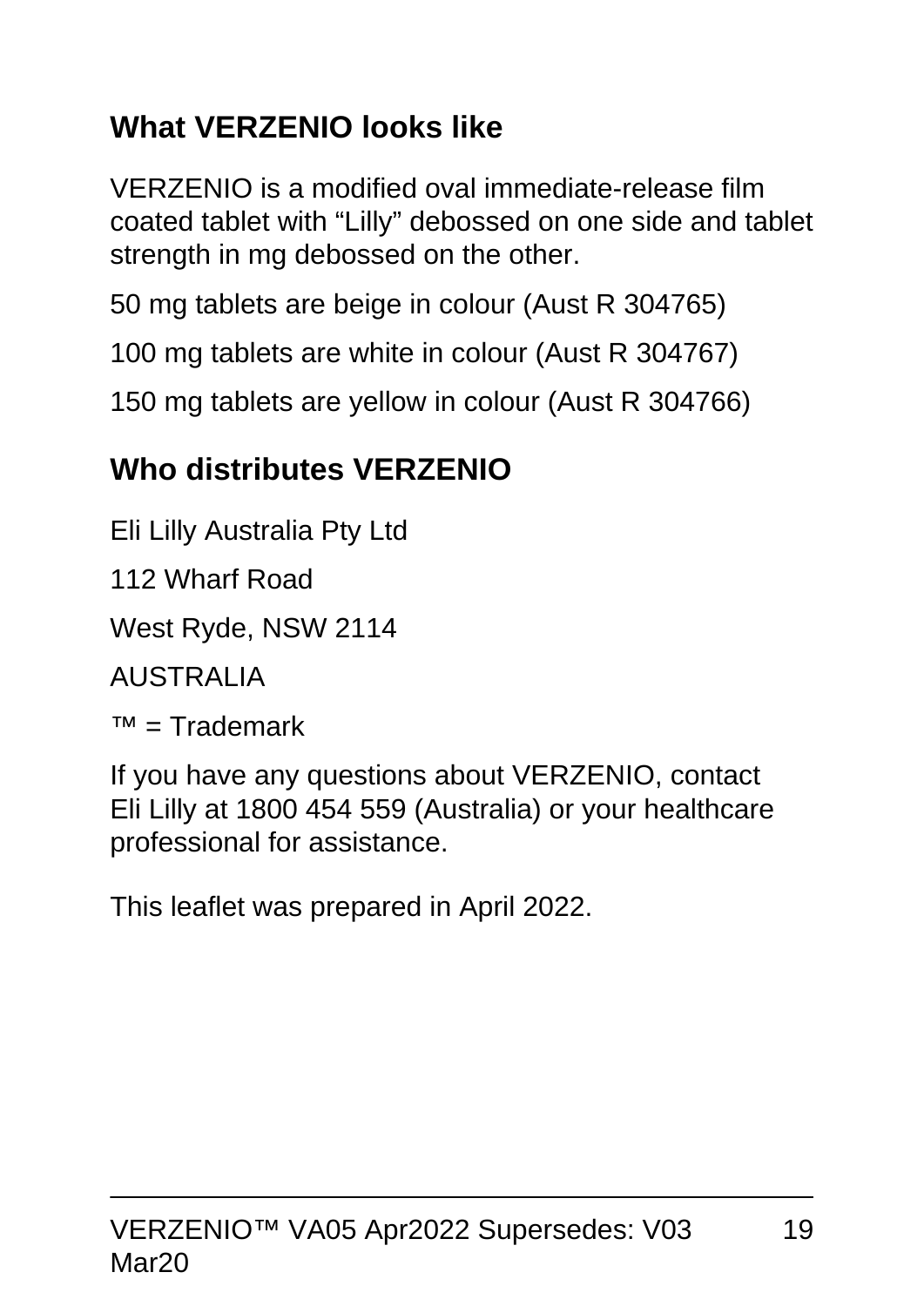## What VERZENIO looks like

VERZENIO is a modified oval immediate-release film coated tablet with “Lilly” debossed on one side and tablet strength in mg debossed on the other.

50 mg tablets are beige in colour (Aust R 304765)

100 mg tablets are white in colour (Aust R 304767)

150 mg tablets are yellow in colour (Aust R 304766)

## Who distributes VERZENIO

Eli Lilly Australia Pty Ltd

112 Wharf Road

West Ryde, NSW 2114

AUSTRALIA

™ = Trademark

If you have any questions about VERZENIO, contact Eli Lilly at 1800 454 559 (Australia) or your healthcare professional for assistance.

This leaflet was prepared in April 2022.

VERZENIO™ VA05 Apr2022 Supersedes: V03 Mar20